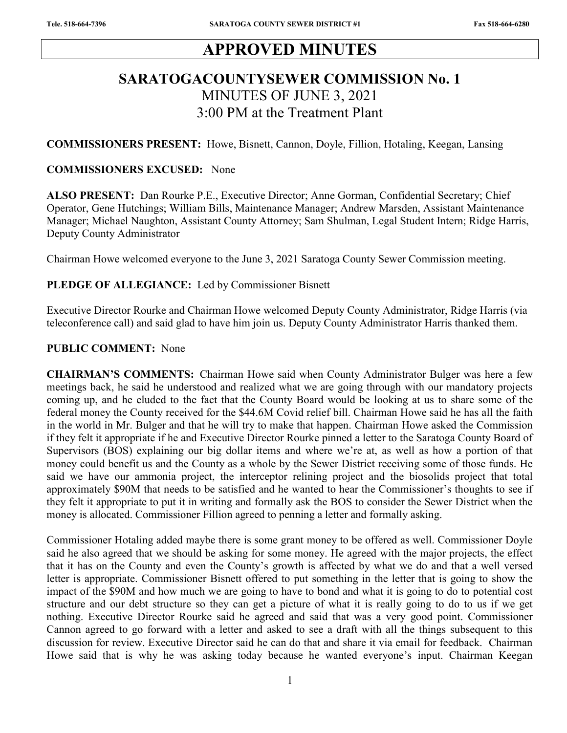# APPROVED MINUTES

## SARATOGACOUNTYSEWER COMMISSION No. 1

MINUTES OF JUNE 3, 2021

3:00 PM at the Treatment Plant

**COMMISSIONERS PRESENT:** Howe, Bisnett, Cannon, Doyle, Fillion, Hotaling, Keegan, Lansing

**COMMISSIONERS EXCUSED:** None

**ALSO PRESENT:** Dan Rourke P.E., Executive Director; Anne Gorman, Confidential Secretary; Chief Operator, Gene Hutchings; William Bills, Maintenance Manager; Andrew Marsden, Assistant Maintenance Manager; Michael Naughton, Assistant County Attorney; Sam Shulman, Legal Student Intern; Ridge Harris, Deputy County Administrator

Chairman Howe welcomed everyone to the June 3, 2021 Saratoga County Sewer Commission meeting.

**PLEDGE OF ALLEGIANCE:** Led by Commissioner Bisnett

Executive Director Rourke and Chairman Howe welcomed Deputy County Administrator, Ridge Harris (via teleconference call) and said glad to have him join us. Deputy County Administrator Harris thanked them.

**PUBLIC COMMENT:** None

**CHAIRMAN'S COMMENTS:** Chairman Howe said when County Administrator Bulger was here a few meetings back, he said he understood and realized what we are going through with our mandatory projects coming up, and he eluded to the fact that the County Board would be looking at us to share some of the federal money the County received for the $44.6M Covid relief bill. Chairman Howe said he has all the faith in the world in Mr. Bulger and that he will try to make that happen. Chairman Howe asked the Commission if they felt it appropriate if he and Executive Director Rourke pinned a letter to the Saratoga County Board of Supervisors (BOS) explaining our big dollar items and where we're at, as well as how a portion of that money could benefit us and the County as a whole by the Sewer District receiving some of those funds. He said we have our ammonia project, the interceptor relining project and the biosolids project that total approximately $90M that needs to be satisfied and he wanted to hear the Commissioner's thoughts to see if they felt it appropriate to put it in writing and formally ask the BOS to consider the Sewer District when the money is allocated. Commissioner Fillion agreed to penning a letter and formally asking.

Commissioner Hotaling added maybe there is some grant money to be offered as well. Commissioner Doyle said he also agreed that we should be asking for some money. He agreed with the major projects, the effect that it has on the County and even the County's growth is affected by what we do and that a well versed letter is appropriate. Commissioner Bisnett offered to put something in the letter that is going to show the impact of the $90M and how much we are going to have to bond and what it is going to do to potential cost structure and our debt structure so they can get a picture of what it is really going to do to us if we get nothing. Executive Director Rourke said he agreed and said that was a very good point. Commissioner Cannon agreed to go forward with a letter and asked to see a draft with all the things subsequent to this discussion for review. Executive Director said he can do that and share it via email for feedback. Chairman Howe said that is why he was asking today because he wanted everyone's input. Chairman Keegan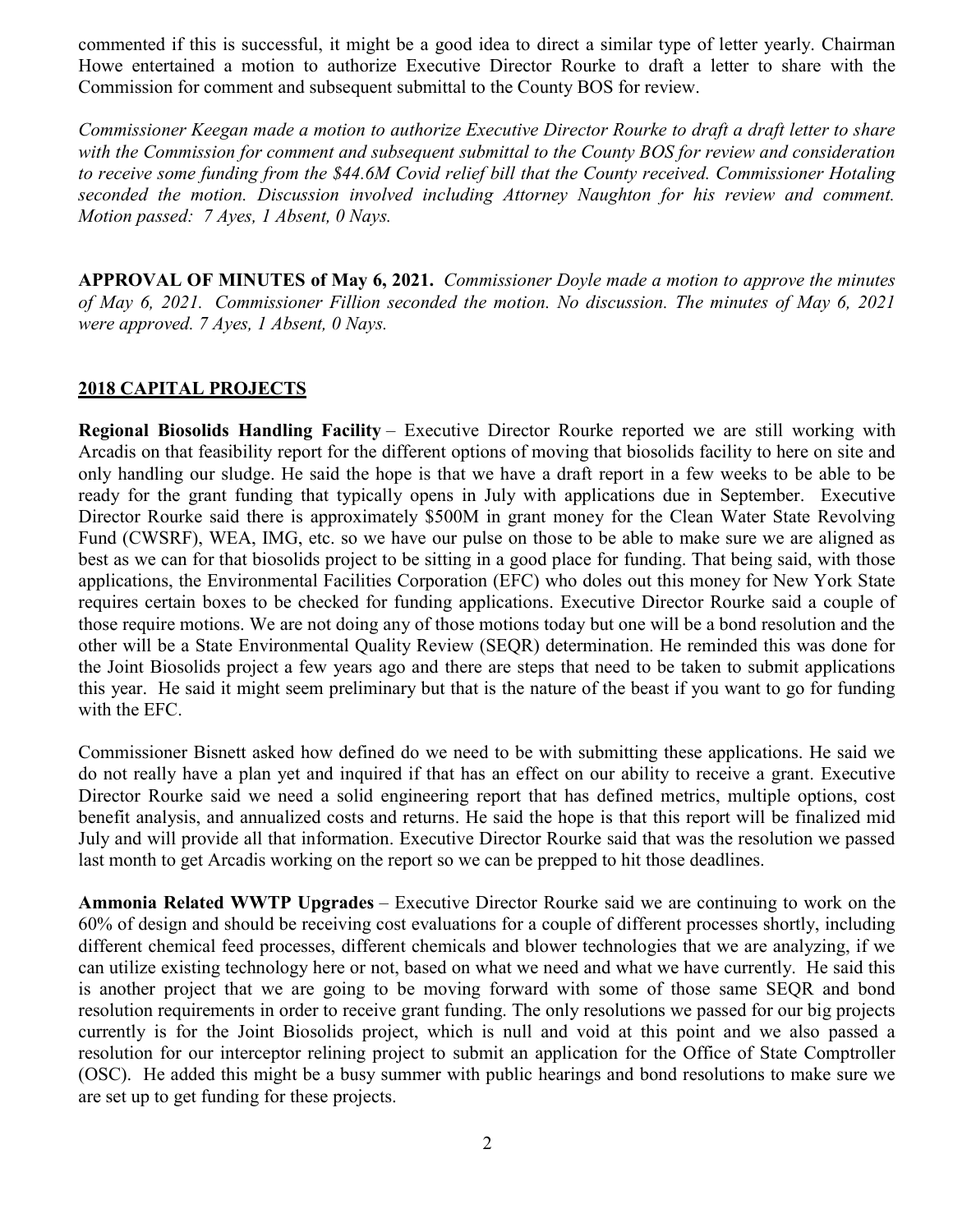commented if this is successful, it might be a good idea to direct a similar type of letter yearly. Chairman Howe entertained a motion to authorize Executive Director Rourke to draft a letter to share with the Commission for comment and subsequent submittal to the County BOS for review.

*Commissioner Keegan made a motion to authorize Executive Director Rourke to draft a draft letter to share with the Commission for comment and subsequent submittal to the County BOS for review and consideration to receive some funding from the $44.6M Covid relief bill that the County received. Commissioner Hotaling seconded the motion. Discussion involved including Attorney Naughton for his review and comment. Motion passed: 7 Ayes, 1 Absent, 0 Nays.*

**APPROVAL OF MINUTES of May 6, 2021.** *Commissioner Doyle made a motion to approve the minutes of May 6, 2021. Commissioner Fillion seconded the motion. No discussion. The minutes of May 6, 2021 were approved. 7 Ayes, 1 Absent, 0 Nays.*

## 2018 CAPITAL PROJECTS

**Regional Biosolids Handling Facility** – Executive Director Rourke reported we are still working with Arcadis on that feasibility report for the different options of moving that biosolids facility to here on site and only handling our sludge. He said the hope is that we have a draft report in a few weeks to be able to be ready for the grant funding that typically opens in July with applications due in September. Executive Director Rourke said there is approximately $500M in grant money for the Clean Water State Revolving Fund (CWSRF), WEA, IMG, etc. so we have our pulse on those to be able to make sure we are aligned as best as we can for that biosolids project to be sitting in a good place for funding. That being said, with those applications, the Environmental Facilities Corporation (EFC) who doles out this money for New York State requires certain boxes to be checked for funding applications. Executive Director Rourke said a couple of those require motions. We are not doing any of those motions today but one will be a bond resolution and the other will be a State Environmental Quality Review (SEQR) determination. He reminded this was done for the Joint Biosolids project a few years ago and there are steps that need to be taken to submit applications this year. He said it might seem preliminary but that is the nature of the beast if you want to go for funding with the EFC.

Commissioner Bisnett asked how defined do we need to be with submitting these applications. He said we do not really have a plan yet and inquired if that has an effect on our ability to receive a grant. Executive Director Rourke said we need a solid engineering report that has defined metrics, multiple options, cost benefit analysis, and annualized costs and returns. He said the hope is that this report will be finalized mid July and will provide all that information. Executive Director Rourke said that was the resolution we passed last month to get Arcadis working on the report so we can be prepped to hit those deadlines.

**Ammonia Related WWTP Upgrades** – Executive Director Rourke said we are continuing to work on the 60% of design and should be receiving cost evaluations for a couple of different processes shortly, including different chemical feed processes, different chemicals and blower technologies that we are analyzing, if we can utilize existing technology here or not, based on what we need and what we have currently. He said this is another project that we are going to be moving forward with some of those same SEQR and bond resolution requirements in order to receive grant funding. The only resolutions we passed for our big projects currently is for the Joint Biosolids project, which is null and void at this point and we also passed a resolution for our interceptor relining project to submit an application for the Office of State Comptroller (OSC). He added this might be a busy summer with public hearings and bond resolutions to make sure we are set up to get funding for these projects.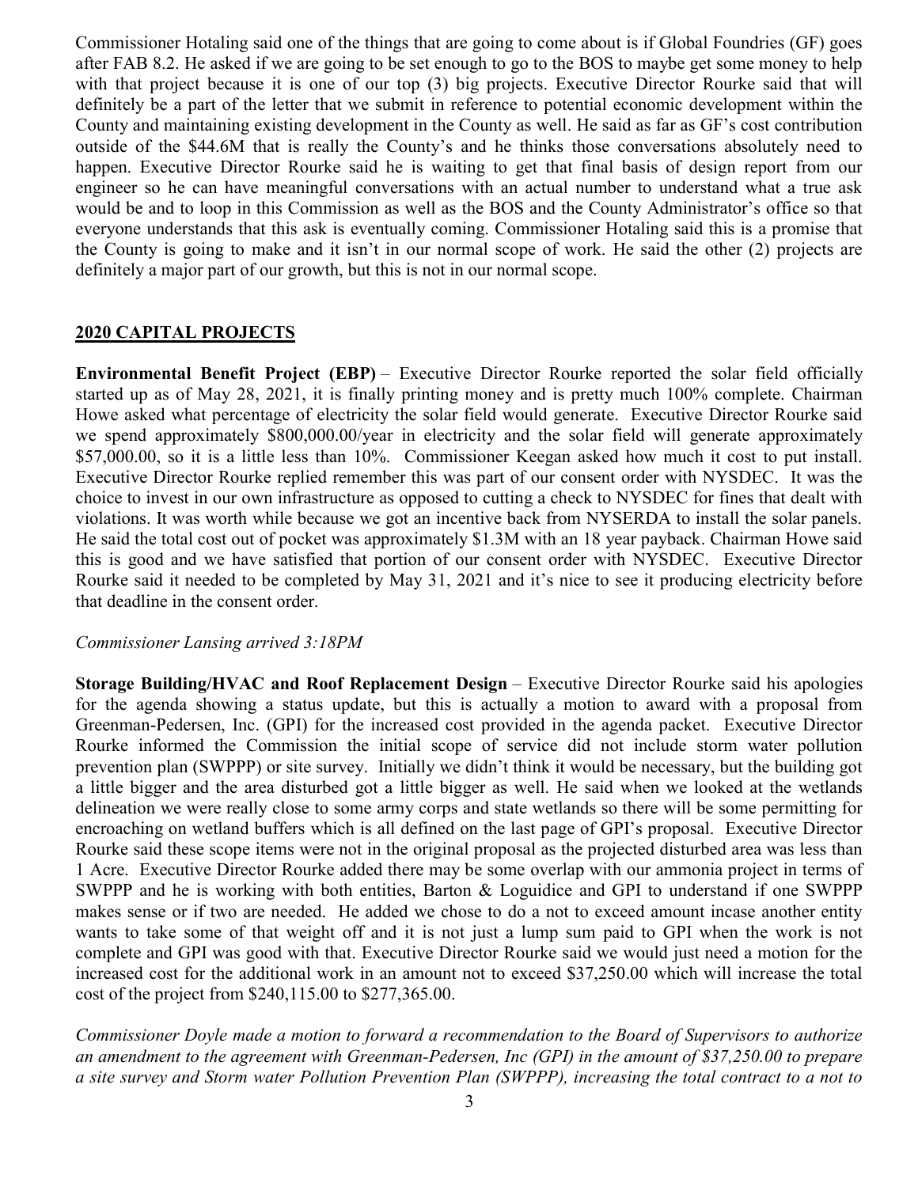Commissioner Hotaling said one of the things that are going to come about is if Global Foundries (GF) goes after FAB 8.2. He asked if we are going to be set enough to go to the BOS to maybe get some money to help with that project because it is one of our top (3) big projects. Executive Director Rourke said that will definitely be a part of the letter that we submit in reference to potential economic development within the County and maintaining existing development in the County as well. He said as far as GF's cost contribution outside of the $44.6M that is really the County's and he thinks those conversations absolutely need to happen. Executive Director Rourke said he is waiting to get that final basis of design report from our engineer so he can have meaningful conversations with an actual number to understand what a true ask would be and to loop in this Commission as well as the BOS and the County Administrator's office so that everyone understands that this ask is eventually coming. Commissioner Hotaling said this is a promise that the County is going to make and it isn't in our normal scope of work. He said the other (2) projects are definitely a major part of our growth, but this is not in our normal scope.

## 2020 CAPITAL PROJECTS

**Environmental Benefit Project (EBP)** – Executive Director Rourke reported the solar field officially started up as of May 28, 2021, it is finally printing money and is pretty much 100% complete. Chairman Howe asked what percentage of electricity the solar field would generate. Executive Director Rourke said we spend approximately $800,000.00/year in electricity and the solar field will generate approximately $57,000.00, so it is a little less than 10%. Commissioner Keegan asked how much it cost to put install. Executive Director Rourke replied remember this was part of our consent order with NYSDEC. It was the choice to invest in our own infrastructure as opposed to cutting a check to NYSDEC for fines that dealt with violations. It was worth while because we got an incentive back from NYSERDA to install the solar panels. He said the total cost out of pocket was approximately $1.3M with an 18 year payback. Chairman Howe said this is good and we have satisfied that portion of our consent order with NYSDEC. Executive Director Rourke said it needed to be completed by May 31, 2021 and it's nice to see it producing electricity before that deadline in the consent order.

*Commissioner Lansing arrived 3:18PM*

**Storage Building/HVAC and Roof Replacement Design** – Executive Director Rourke said his apologies for the agenda showing a status update, but this is actually a motion to award with a proposal from Greenman-Pedersen, Inc. (GPI) for the increased cost provided in the agenda packet. Executive Director Rourke informed the Commission the initial scope of service did not include storm water pollution prevention plan (SWPPP) or site survey. Initially we didn't think it would be necessary, but the building got a little bigger and the area disturbed got a little bigger as well. He said when we looked at the wetlands delineation we were really close to some army corps and state wetlands so there will be some permitting for encroaching on wetland buffers which is all defined on the last page of GPI's proposal. Executive Director Rourke said these scope items were not in the original proposal as the projected disturbed area was less than 1 Acre. Executive Director Rourke added there may be some overlap with our ammonia project in terms of SWPPP and he is working with both entities, Barton & Loguidice and GPI to understand if one SWPPP makes sense or if two are needed. He added we chose to do a not to exceed amount incase another entity wants to take some of that weight off and it is not just a lump sum paid to GPI when the work is not complete and GPI was good with that. Executive Director Rourke said we would just need a motion for the increased cost for the additional work in an amount not to exceed $37,250.00 which will increase the total cost of the project from $240,115.00 to $277,365.00.

*Commissioner Doyle made a motion to forward a recommendation to the Board of Supervisors to authorize an amendment to the agreement with Greenman-Pedersen, Inc (GPI) in the amount of $37,250.00 to prepare a site survey and Storm water Pollution Prevention Plan (SWPPP), increasing the total contract to a not to*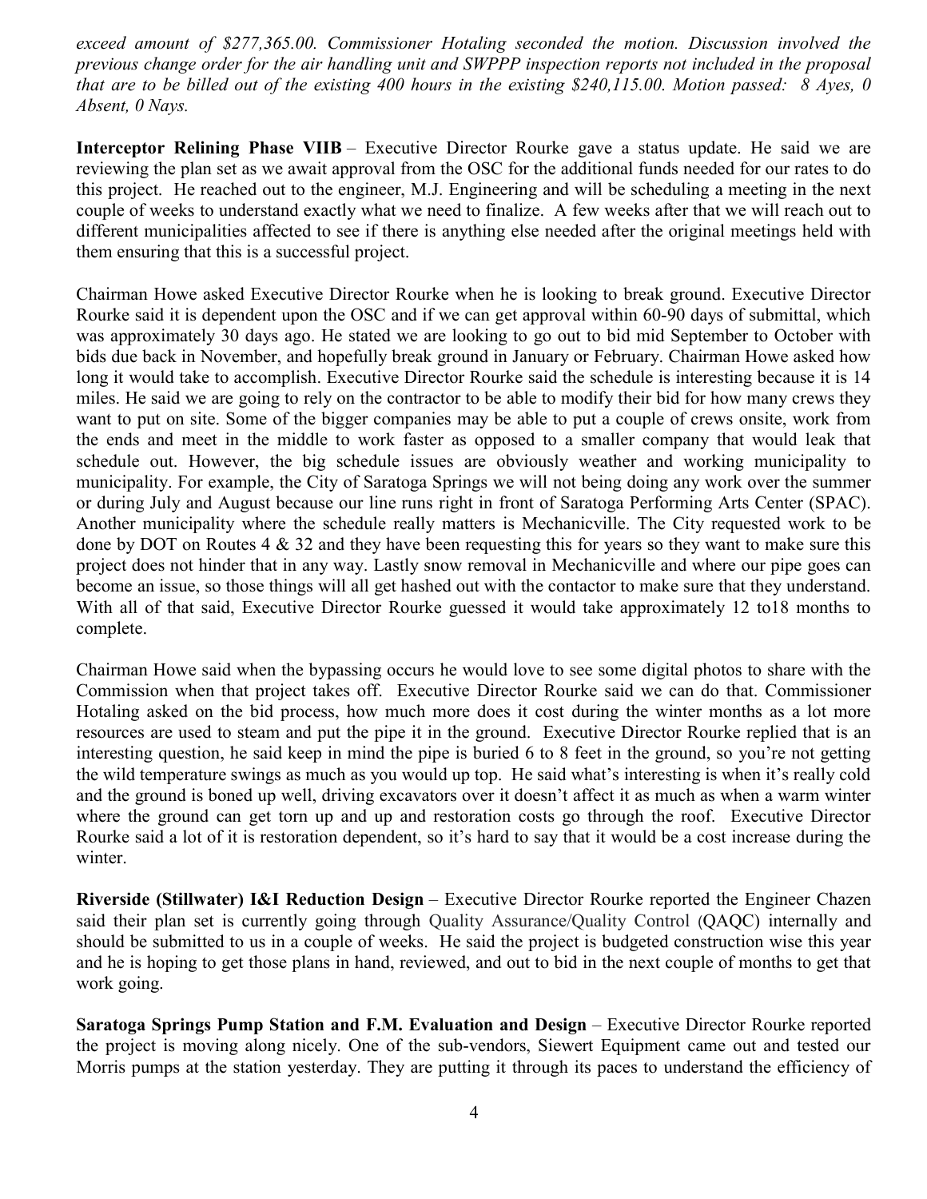*exceed amount of $277,365.00. Commissioner Hotaling seconded the motion. Discussion involved the previous change order for the air handling unit and SWPPP inspection reports not included in the proposal that are to be billed out of the existing 400 hours in the existing $240,115.00. Motion passed: 8 Ayes, 0 Absent, 0 Nays.*

**Interceptor Relining Phase VIIB** – Executive Director Rourke gave a status update. He said we are reviewing the plan set as we await approval from the OSC for the additional funds needed for our rates to do this project. He reached out to the engineer, M.J. Engineering and will be scheduling a meeting in the next couple of weeks to understand exactly what we need to finalize. A few weeks after that we will reach out to different municipalities affected to see if there is anything else needed after the original meetings held with them ensuring that this is a successful project.

Chairman Howe asked Executive Director Rourke when he is looking to break ground. Executive Director Rourke said it is dependent upon the OSC and if we can get approval within 60-90 days of submittal, which was approximately 30 days ago. He stated we are looking to go out to bid mid September to October with bids due back in November, and hopefully break ground in January or February. Chairman Howe asked how long it would take to accomplish. Executive Director Rourke said the schedule is interesting because it is 14 miles. He said we are going to rely on the contractor to be able to modify their bid for how many crews they want to put on site. Some of the bigger companies may be able to put a couple of crews onsite, work from the ends and meet in the middle to work faster as opposed to a smaller company that would leak that schedule out. However, the big schedule issues are obviously weather and working municipality to municipality. For example, the City of Saratoga Springs we will not being doing any work over the summer or during July and August because our line runs right in front of Saratoga Performing Arts Center (SPAC). Another municipality where the schedule really matters is Mechanicville. The City requested work to be done by DOT on Routes 4 & 32 and they have been requesting this for years so they want to make sure this project does not hinder that in any way. Lastly snow removal in Mechanicville and where our pipe goes can become an issue, so those things will all get hashed out with the contactor to make sure that they understand. With all of that said, Executive Director Rourke guessed it would take approximately 12 to18 months to complete.

Chairman Howe said when the bypassing occurs he would love to see some digital photos to share with the Commission when that project takes off. Executive Director Rourke said we can do that. Commissioner Hotaling asked on the bid process, how much more does it cost during the winter months as a lot more resources are used to steam and put the pipe it in the ground. Executive Director Rourke replied that is an interesting question, he said keep in mind the pipe is buried 6 to 8 feet in the ground, so you're not getting the wild temperature swings as much as you would up top. He said what's interesting is when it's really cold and the ground is boned up well, driving excavators over it doesn't affect it as much as when a warm winter where the ground can get torn up and up and restoration costs go through the roof. Executive Director Rourke said a lot of it is restoration dependent, so it's hard to say that it would be a cost increase during the winter.

**Riverside (Stillwater) I&I Reduction Design** – Executive Director Rourke reported the Engineer Chazen said their plan set is currently going through Quality Assurance/Quality Control (QAQC) internally and should be submitted to us in a couple of weeks. He said the project is budgeted construction wise this year and he is hoping to get those plans in hand, reviewed, and out to bid in the next couple of months to get that work going.

**Saratoga Springs Pump Station and F.M. Evaluation and Design** – Executive Director Rourke reported the project is moving along nicely. One of the sub-vendors, Siewert Equipment came out and tested our Morris pumps at the station yesterday. They are putting it through its paces to understand the efficiency of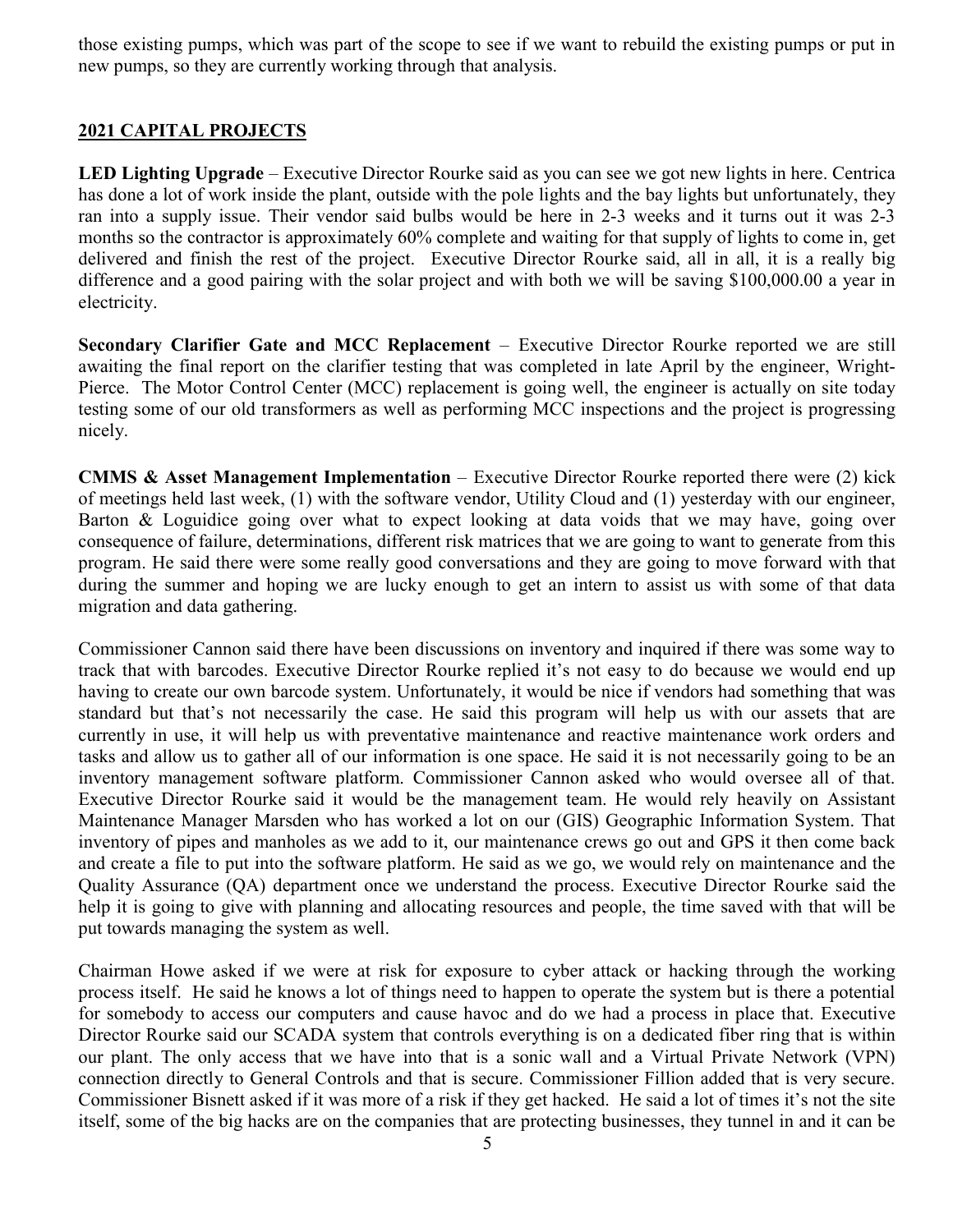those existing pumps, which was part of the scope to see if we want to rebuild the existing pumps or put in new pumps, so they are currently working through that analysis.

## 2021 CAPITAL PROJECTS

**LED Lighting Upgrade** – Executive Director Rourke said as you can see we got new lights in here. Centrica has done a lot of work inside the plant, outside with the pole lights and the bay lights but unfortunately, they ran into a supply issue. Their vendor said bulbs would be here in 2-3 weeks and it turns out it was 2-3 months so the contractor is approximately 60% complete and waiting for that supply of lights to come in, get delivered and finish the rest of the project. Executive Director Rourke said, all in all, it is a really big difference and a good pairing with the solar project and with both we will be saving $100,000.00 a year in electricity.

**Secondary Clarifier Gate and MCC Replacement** – Executive Director Rourke reported we are still awaiting the final report on the clarifier testing that was completed in late April by the engineer, Wright-Pierce. The Motor Control Center (MCC) replacement is going well, the engineer is actually on site today testing some of our old transformers as well as performing MCC inspections and the project is progressing nicely.

**CMMS & Asset Management Implementation** – Executive Director Rourke reported there were (2) kick of meetings held last week, (1) with the software vendor, Utility Cloud and (1) yesterday with our engineer, Barton & Loguidice going over what to expect looking at data voids that we may have, going over consequence of failure, determinations, different risk matrices that we are going to want to generate from this program. He said there were some really good conversations and they are going to move forward with that during the summer and hoping we are lucky enough to get an intern to assist us with some of that data migration and data gathering.

Commissioner Cannon said there have been discussions on inventory and inquired if there was some way to track that with barcodes. Executive Director Rourke replied it's not easy to do because we would end up having to create our own barcode system. Unfortunately, it would be nice if vendors had something that was standard but that's not necessarily the case. He said this program will help us with our assets that are currently in use, it will help us with preventative maintenance and reactive maintenance work orders and tasks and allow us to gather all of our information is one space. He said it is not necessarily going to be an inventory management software platform. Commissioner Cannon asked who would oversee all of that. Executive Director Rourke said it would be the management team. He would rely heavily on Assistant Maintenance Manager Marsden who has worked a lot on our (GIS) Geographic Information System. That inventory of pipes and manholes as we add to it, our maintenance crews go out and GPS it then come back and create a file to put into the software platform. He said as we go, we would rely on maintenance and the Quality Assurance (QA) department once we understand the process. Executive Director Rourke said the help it is going to give with planning and allocating resources and people, the time saved with that will be put towards managing the system as well.

Chairman Howe asked if we were at risk for exposure to cyber attack or hacking through the working process itself. He said he knows a lot of things need to happen to operate the system but is there a potential for somebody to access our computers and cause havoc and do we had a process in place that. Executive Director Rourke said our SCADA system that controls everything is on a dedicated fiber ring that is within our plant. The only access that we have into that is a sonic wall and a Virtual Private Network (VPN) connection directly to General Controls and that is secure. Commissioner Fillion added that is very secure. Commissioner Bisnett asked if it was more of a risk if they get hacked. He said a lot of times it's not the site itself, some of the big hacks are on the companies that are protecting businesses, they tunnel in and it can be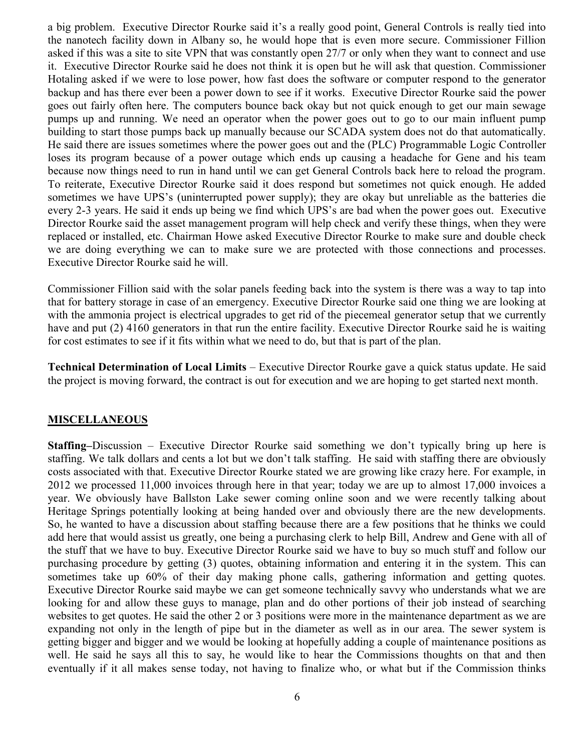a big problem. Executive Director Rourke said it's a really good point, General Controls is really tied into the nanotech facility down in Albany so, he would hope that is even more secure. Commissioner Fillion asked if this was a site to site VPN that was constantly open 27/7 or only when they want to connect and use it. Executive Director Rourke said he does not think it is open but he will ask that question. Commissioner Hotaling asked if we were to lose power, how fast does the software or computer respond to the generator backup and has there ever been a power down to see if it works. Executive Director Rourke said the power goes out fairly often here. The computers bounce back okay but not quick enough to get our main sewage pumps up and running. We need an operator when the power goes out to go to our main influent pump building to start those pumps back up manually because our SCADA system does not do that automatically. He said there are issues sometimes where the power goes out and the (PLC) Programmable Logic Controller loses its program because of a power outage which ends up causing a headache for Gene and his team because now things need to run in hand until we can get General Controls back here to reload the program. To reiterate, Executive Director Rourke said it does respond but sometimes not quick enough. He added sometimes we have UPS's (uninterrupted power supply); they are okay but unreliable as the batteries die every 2-3 years. He said it ends up being we find which UPS's are bad when the power goes out. Executive Director Rourke said the asset management program will help check and verify these things, when they were replaced or installed, etc. Chairman Howe asked Executive Director Rourke to make sure and double check we are doing everything we can to make sure we are protected with those connections and processes. Executive Director Rourke said he will.

Commissioner Fillion said with the solar panels feeding back into the system is there was a way to tap into that for battery storage in case of an emergency. Executive Director Rourke said one thing we are looking at with the ammonia project is electrical upgrades to get rid of the piecemeal generator setup that we currently have and put (2) 4160 generators in that run the entire facility. Executive Director Rourke said he is waiting for cost estimates to see if it fits within what we need to do, but that is part of the plan.

**Technical Determination of Local Limits** – Executive Director Rourke gave a quick status update. He said the project is moving forward, the contract is out for execution and we are hoping to get started next month.

## MISCELLANEOUS

**Staffing**–Discussion – Executive Director Rourke said something we don't typically bring up here is staffing. We talk dollars and cents a lot but we don't talk staffing. He said with staffing there are obviously costs associated with that. Executive Director Rourke stated we are growing like crazy here. For example, in 2012 we processed 11,000 invoices through here in that year; today we are up to almost 17,000 invoices a year. We obviously have Ballston Lake sewer coming online soon and we were recently talking about Heritage Springs potentially looking at being handed over and obviously there are the new developments. So, he wanted to have a discussion about staffing because there are a few positions that he thinks we could add here that would assist us greatly, one being a purchasing clerk to help Bill, Andrew and Gene with all of the stuff that we have to buy. Executive Director Rourke said we have to buy so much stuff and follow our purchasing procedure by getting (3) quotes, obtaining information and entering it in the system. This can sometimes take up 60% of their day making phone calls, gathering information and getting quotes. Executive Director Rourke said maybe we can get someone technically savvy who understands what we are looking for and allow these guys to manage, plan and do other portions of their job instead of searching websites to get quotes. He said the other 2 or 3 positions were more in the maintenance department as we are expanding not only in the length of pipe but in the diameter as well as in our area. The sewer system is getting bigger and bigger and we would be looking at hopefully adding a couple of maintenance positions as well. He said he says all this to say, he would like to hear the Commissions thoughts on that and then eventually if it all makes sense today, not having to finalize who, or what but if the Commission thinks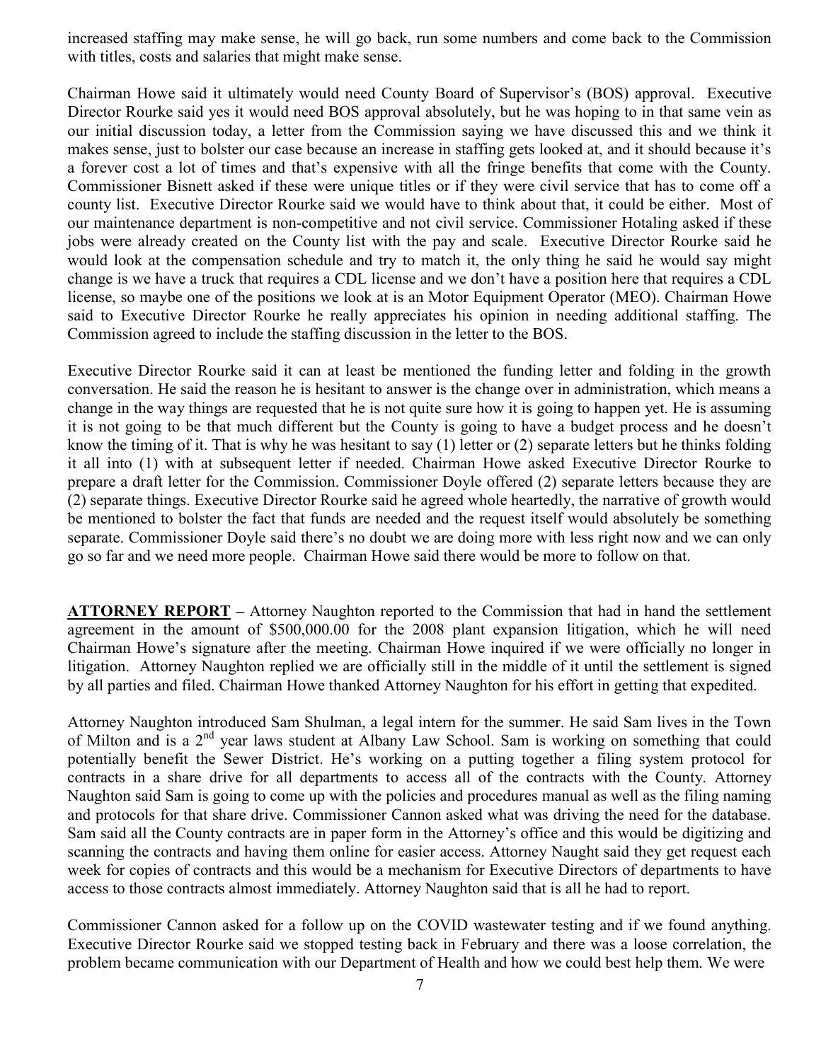increased staffing may make sense, he will go back, run some numbers and come back to the Commission with titles, costs and salaries that might make sense.

Chairman Howe said it ultimately would need County Board of Supervisor's (BOS) approval. Executive Director Rourke said yes it would need BOS approval absolutely, but he was hoping to in that same vein as our initial discussion today, a letter from the Commission saying we have discussed this and we think it makes sense, just to bolster our case because an increase in staffing gets looked at, and it should because it's a forever cost a lot of times and that's expensive with all the fringe benefits that come with the County. Commissioner Bisnett asked if these were unique titles or if they were civil service that has to come off a county list. Executive Director Rourke said we would have to think about that, it could be either. Most of our maintenance department is non-competitive and not civil service. Commissioner Hotaling asked if these jobs were already created on the County list with the pay and scale. Executive Director Rourke said he would look at the compensation schedule and try to match it, the only thing he said he would say might change is we have a truck that requires a CDL license and we don't have a position here that requires a CDL license, so maybe one of the positions we look at is an Motor Equipment Operator (MEO). Chairman Howe said to Executive Director Rourke he really appreciates his opinion in needing additional staffing. The Commission agreed to include the staffing discussion in the letter to the BOS.

Executive Director Rourke said it can at least be mentioned the funding letter and folding in the growth conversation. He said the reason he is hesitant to answer is the change over in administration, which means a change in the way things are requested that he is not quite sure how it is going to happen yet. He is assuming it is not going to be that much different but the County is going to have a budget process and he doesn't know the timing of it. That is why he was hesitant to say (1) letter or (2) separate letters but he thinks folding it all into (1) with at subsequent letter if needed. Chairman Howe asked Executive Director Rourke to prepare a draft letter for the Commission. Commissioner Doyle offered (2) separate letters because they are (2) separate things. Executive Director Rourke said he agreed whole heartedly, the narrative of growth would be mentioned to bolster the fact that funds are needed and the request itself would absolutely be something separate. Commissioner Doyle said there's no doubt we are doing more with less right now and we can only go so far and we need more people. Chairman Howe said there would be more to follow on that.

**ATTORNEY REPORT** – Attorney Naughton reported to the Commission that had in hand the settlement agreement in the amount of $500,000.00 for the 2008 plant expansion litigation, which he will need Chairman Howe's signature after the meeting. Chairman Howe inquired if we were officially no longer in litigation. Attorney Naughton replied we are officially still in the middle of it until the settlement is signed by all parties and filed. Chairman Howe thanked Attorney Naughton for his effort in getting that expedited.

Attorney Naughton introduced Sam Shulman, a legal intern for the summer. He said Sam lives in the Town of Milton and is a 2nd year laws student at Albany Law School. Sam is working on something that could potentially benefit the Sewer District. He's working on a putting together a filing system protocol for contracts in a share drive for all departments to access all of the contracts with the County. Attorney Naughton said Sam is going to come up with the policies and procedures manual as well as the filing naming and protocols for that share drive. Commissioner Cannon asked what was driving the need for the database. Sam said all the County contracts are in paper form in the Attorney's office and this would be digitizing and scanning the contracts and having them online for easier access. Attorney Naught said they get request each week for copies of contracts and this would be a mechanism for Executive Directors of departments to have access to those contracts almost immediately. Attorney Naughton said that is all he had to report.

Commissioner Cannon asked for a follow up on the COVID wastewater testing and if we found anything. Executive Director Rourke said we stopped testing back in February and there was a loose correlation, the problem became communication with our Department of Health and how we could best help them. We were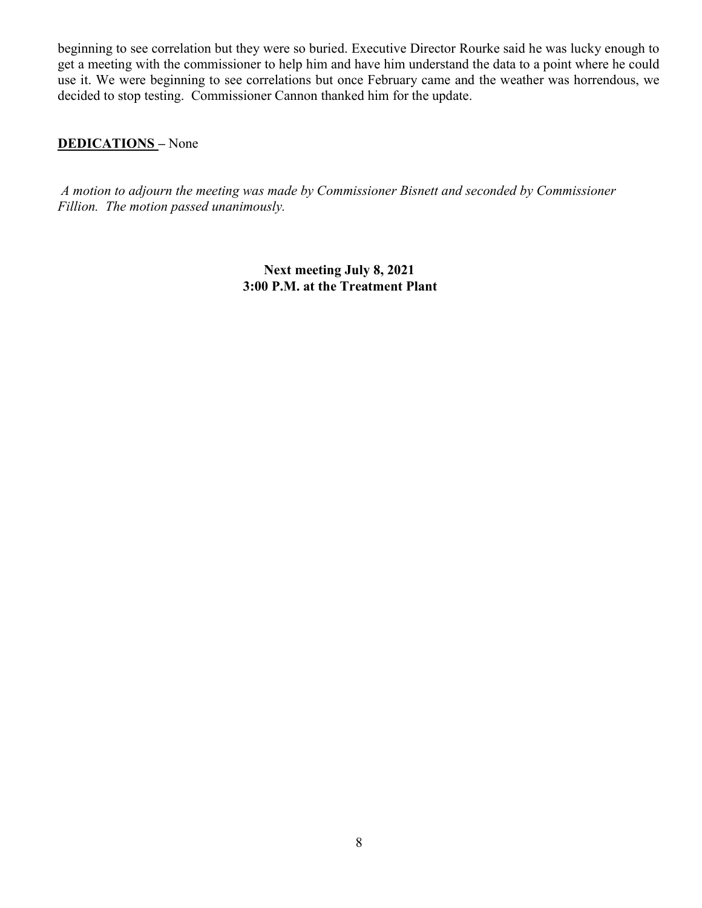beginning to see correlation but they were so buried. Executive Director Rourke said he was lucky enough to get a meeting with the commissioner to help him and have him understand the data to a point where he could use it. We were beginning to see correlations but once February came and the weather was horrendous, we decided to stop testing. Commissioner Cannon thanked him for the update.

**DEDICATIONS** – None

*A motion to adjourn the meeting was made by Commissioner Bisnett and seconded by Commissioner Fillion. The motion passed unanimously.*

**Next meeting July 8, 2021**
**3:00 P.M. at the Treatment Plant**